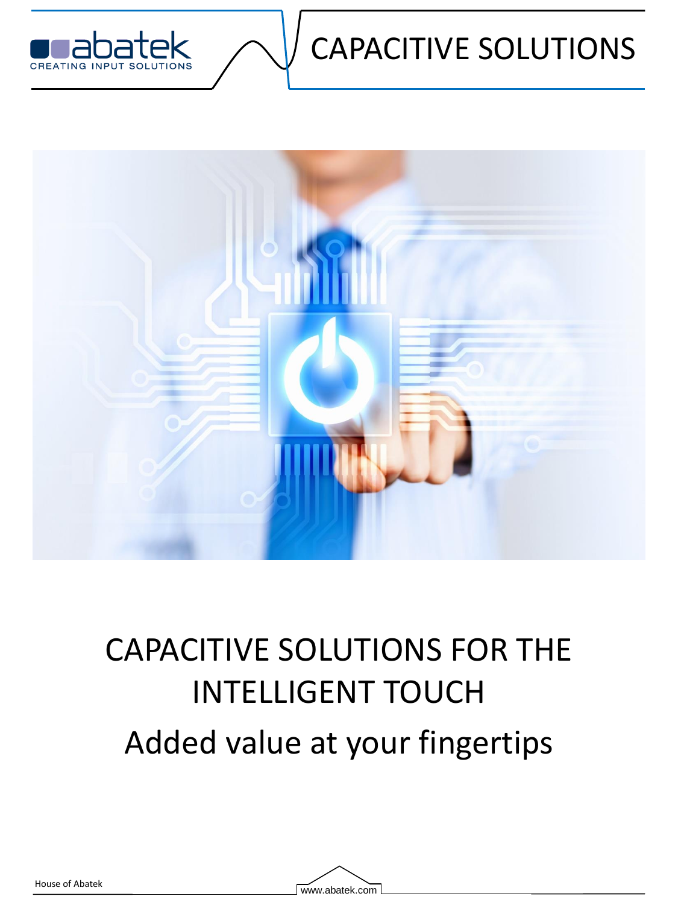# CAPACITIVE SOLUTIONS

abatek
CREATING INPUT SOLUTIONS

## CAPACITIVE SOLUTIONS FOR THE INTELLIGENT TOUCH

## Added value at your fingertips

House of Abatek

www.abatek.com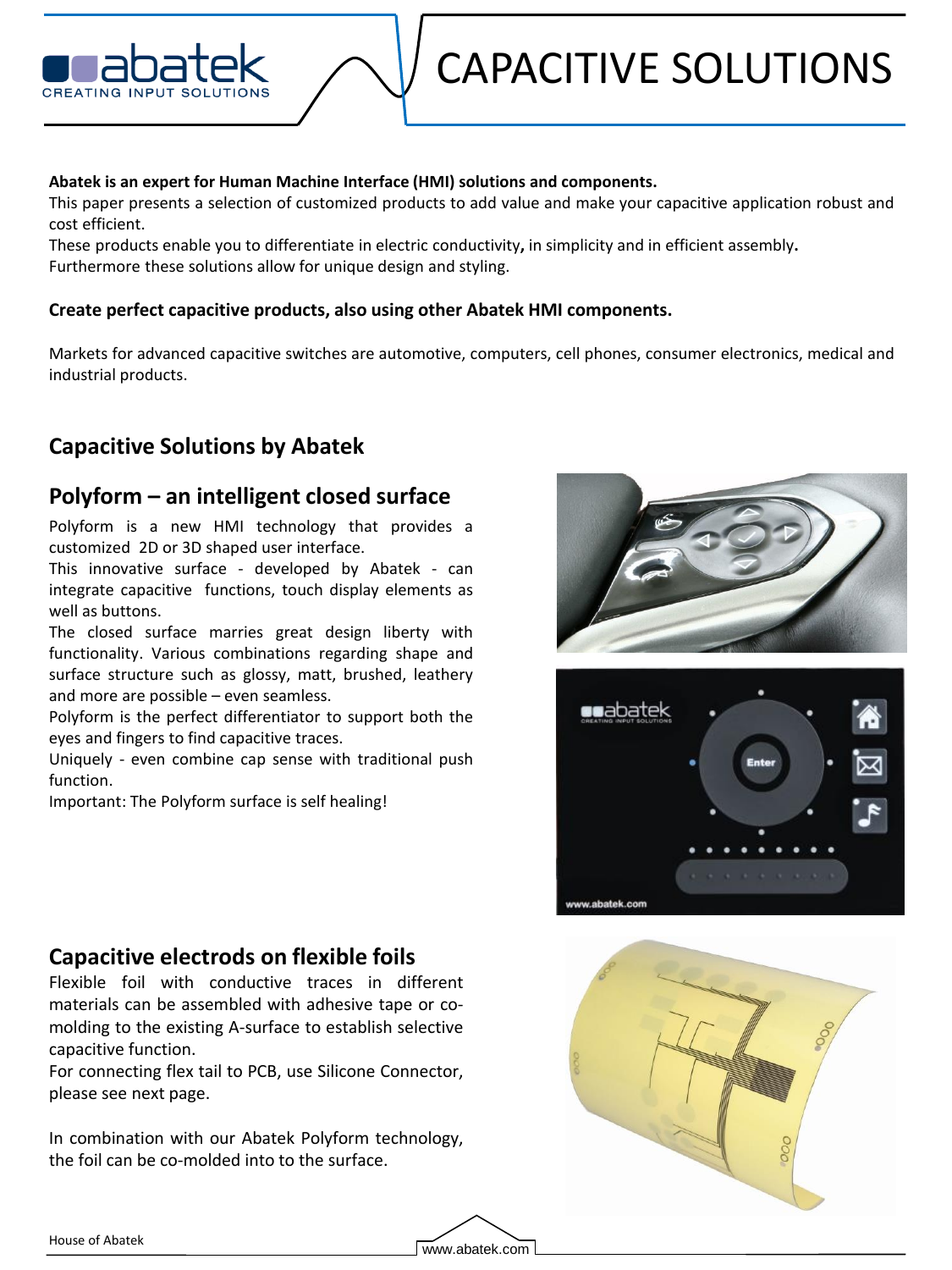# CAPACITIVE SOLUTIONS

**Abatek is an expert for Human Machine Interface (HMI) solutions and components.**
This paper presents a selection of customized products to add value and make your capacitive application robust and cost efficient.
These products enable you to differentiate in electric conductivity**,** in simplicity and in efficient assembly**.**
Furthermore these solutions allow for unique design and styling.

**Create perfect capacitive products, also using other Abatek HMI components.**

Markets for advanced capacitive switches are automotive, computers, cell phones, consumer electronics, medical and industrial products.

## Capacitive Solutions by Abatek

## Polyform – an intelligent closed surface

Polyform is a new HMI technology that provides a customized 2D or 3D shaped user interface.
This innovative surface - developed by Abatek - can integrate capacitive functions, touch display elements as well as buttons.
The closed surface marries great design liberty with functionality. Various combinations regarding shape and surface structure such as glossy, matt, brushed, leathery and more are possible – even seamless.
Polyform is the perfect differentiator to support both the eyes and fingers to find capacitive traces.
Uniquely - even combine cap sense with traditional push function.
Important: The Polyform surface is self healing!

## Capacitive electrods on flexible foils

Flexible foil with conductive traces in different materials can be assembled with adhesive tape or co-molding to the existing A-surface to establish selective capacitive function.
For connecting flex tail to PCB, use Silicone Connector, please see next page.

In combination with our Abatek Polyform technology, the foil can be co-molded into to the surface.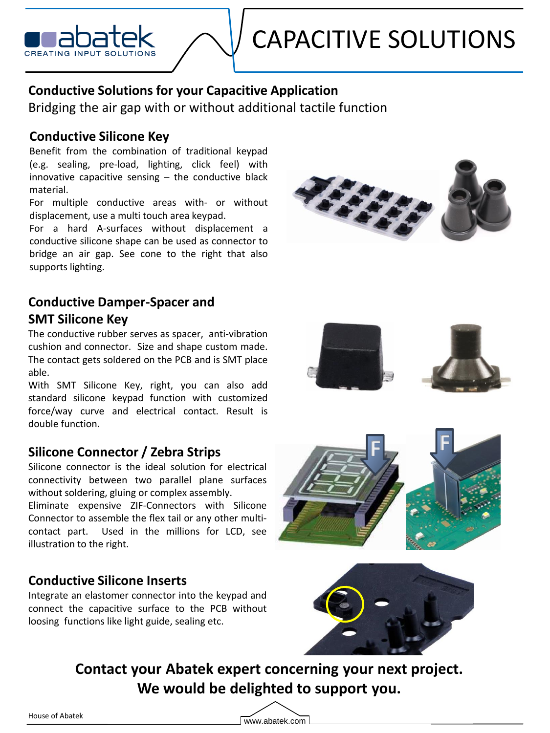# CAPACITIVE SOLUTIONS

## Conductive Solutions for your Capacitive Application

Bridging the air gap with or without additional tactile function

### Conductive Silicone Key

Benefit from the combination of traditional keypad (e.g. sealing, pre-load, lighting, click feel) with innovative capacitive sensing – the conductive black material.

For multiple conductive areas with- or without displacement, use a multi touch area keypad.

For a hard A-surfaces without displacement a conductive silicone shape can be used as connector to bridge an air gap. See cone to the right that also supports lighting.

### Conductive Damper-Spacer and SMT Silicone Key

The conductive rubber serves as spacer, anti-vibration cushion and connector. Size and shape custom made. The contact gets soldered on the PCB and is SMT place able.

With SMT Silicone Key, right, you can also add standard silicone keypad function with customized force/way curve and electrical contact. Result is double function.

### Silicone Connector / Zebra Strips

Silicone connector is the ideal solution for electrical connectivity between two parallel plane surfaces without soldering, gluing or complex assembly.

Eliminate expensive ZIF-Connectors with Silicone Connector to assemble the flex tail or any other multi-contact part. Used in the millions for LCD, see illustration to the right.

### Conductive Silicone Inserts

Integrate an elastomer connector into the keypad and connect the capacitive surface to the PCB without loosing functions like light guide, sealing etc.

**Contact your Abatek expert concerning your next project. We would be delighted to support you.**

House of Abatek

www.abatek.com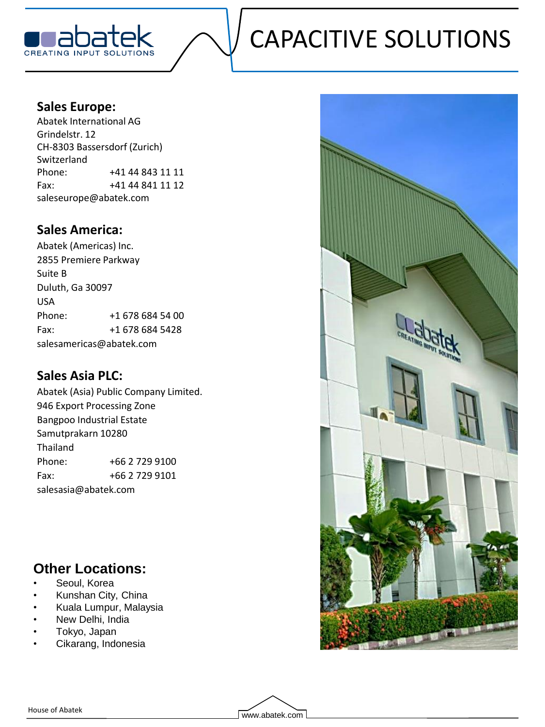## Sales Europe:

Abatek International AG
Grindelstr. 12
CH-8303 Bassersdorf (Zurich)
Switzerland
Phone: +41 44 843 11 11
Fax: +41 44 841 11 12
saleseurope@abatek.com

## Sales America:

Abatek (Americas) Inc.
2855 Premiere Parkway
Suite B
Duluth, Ga 30097
USA
Phone: +1 678 684 54 00
Fax: +1 678 684 5428
salesamericas@abatek.com

## Sales Asia PLC:

Abatek (Asia) Public Company Limited.
946 Export Processing Zone
Bangpoo Industrial Estate
Samutprakarn 10280
Thailand
Phone: +66 2 729 9100
Fax: +66 2 729 9101
salesasia@abatek.com

## Other Locations:

- Seoul, Korea
- Kunshan City, China
- Kuala Lumpur, Malaysia
- New Delhi, India
- Tokyo, Japan
- Cikarang, Indonesia

House of Abatek